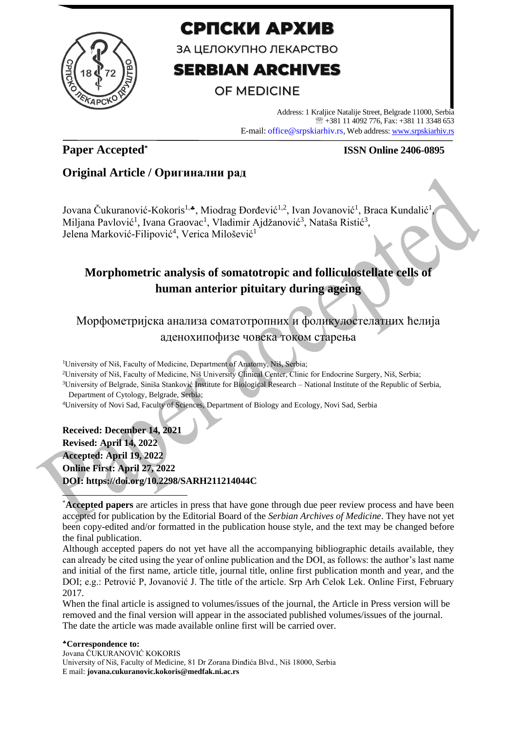# СРПСКИ АРХИВ

ЗА ЦЕЛОКУПНО ЛЕКАРСТВО

# SERBIAN ARCHIVES

OF MEDICINE

Address: 1 Kraljice Natalije Street, Belgrade 11000, Serbia
☏ +381 11 4092 776, Fax: +381 11 3348 653
E-mail: office@srpskiarhiv.rs, Web address: www.srpskiarhiv.rs

**Paper Accepted*** **ISSN Online 2406-0895**

## Original Article / Оригинални рад

Jovana Čukuranović-Kokoris[1,*], Miodrag Đorđević[1,2], Ivan Jovanović[1], Braca Kundalić[1], Miljana Pavlović[1], Ivana Graovac[1], Vladimir Ajdžanović[3], Nataša Ristić[3], Jelena Marković-Filipović[4], Verica Milošević[1]

# Morphometric analysis of somatotropic and folliculostellate cells of human anterior pituitary during ageing

Морфометријска анализа соматотропних и фоликулостелатних ћелија аденохипофизе човека током старења

[1]University of Niš, Faculty of Medicine, Department of Anatomy, Niš, Serbia;
[2]University of Niš, Faculty of Medicine, Niš University Clinical Center, Clinic for Endocrine Surgery, Niš, Serbia;
[3]University of Belgrade, Siniša Stanković Institute for Biological Research – National Institute of the Republic of Serbia, Department of Cytology, Belgrade, Serbia;
[4]University of Novi Sad, Faculty of Sciences, Department of Biology and Ecology, Novi Sad, Serbia

**Received: December 14, 2021**
**Revised: April 14, 2022**
**Accepted: April 19, 2022**
**Online First: April 27, 2022**
**DOI: https://doi.org/10.2298/SARH211214044C**

*__Accepted papers__ are articles in press that have gone through due peer review process and have been accepted for publication by the Editorial Board of the *Serbian Archives of Medicine*. They have not yet been copy-edited and/or formatted in the publication house style, and the text may be changed before the final publication.

Although accepted papers do not yet have all the accompanying bibliographic details available, they can already be cited using the year of online publication and the DOI, as follows: the author's last name and initial of the first name, article title, journal title, online first publication month and year, and the DOI; e.g.: Petrović P, Jovanović J. The title of the article. Srp Arh Celok Lek. Online First, February 2017.

When the final article is assigned to volumes/issues of the journal, the Article in Press version will be removed and the final version will appear in the associated published volumes/issues of the journal. The date the article was made available online first will be carried over.

**\*Correspondence to:**
Jovana ČUKURANOVIĆ KOKORIS
University of Niš, Faculty of Medicine, 81 Dr Zorana Đinđića Blvd., Niš 18000, Serbia
E mail: **jovana.cukuranovic.kokoris@medfak.ni.ac.rs**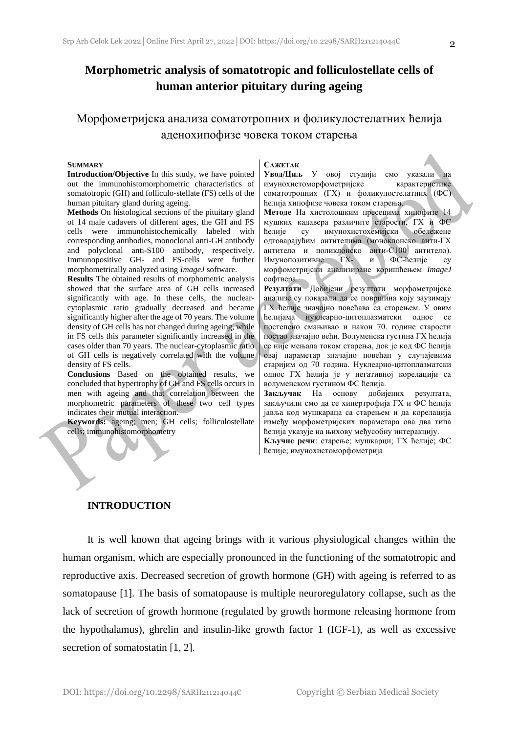# Morphometric analysis of somatotropic and folliculostellate cells of human anterior pituitary during ageing

## Морфометријска анализа соматотропних и фоликулостелатних ћелија аденохипофизе човека током старења

**SUMMARY**

**Introduction/Objective** In this study, we have pointed out the immunohistomorphometric characteristics of somatotropic (GH) and folliculo-stellate (FS) cells of the human pituitary gland during ageing.

**Methods** On histological sections of the pituitary gland of 14 male cadavers of different ages, the GH and FS cells were immunohistochemically labeled with corresponding antibodies, monoclonal anti-GH antibody and polyclonal anti-S100 antibody, respectively. Immunopositive GH- and FS-cells were further morphometrically analyzed using *ImageJ* software.

**Results** The obtained results of morphometric analysis showed that the surface area of GH cells increased significantly with age. In these cells, the nuclear-cytoplasmic ratio gradually decreased and became significantly higher after the age of 70 years. The volume density of GH cells has not changed during ageing, while in FS cells this parameter significantly increased in the cases older than 70 years. The nuclear-cytoplasmic ratio of GH cells is negatively correlated with the volume density of FS cells.

**Conclusions** Based on the obtained results, we concluded that hypertrophy of GH and FS cells occurs in men with ageing and that correlation between the morphometric parameters of these two cell types indicates their mutual interaction.

**Keywords:** ageing; men; GH cells; folliculostellate cells; immunohistomorphometry

**САЖЕТАК**

**Увод/Циљ** У овој студији смо указали на имунохистоморфометријске карактеристике соматотропних (ГХ) и фоликулостелатних (ФС) ћелија хипофизе човека током старења.

**Методе** На хистолошким пресецима хипофизе 14 мушких кадавера различите старости, ГХ и ФС ћелије су имунохистохемијски обележене одговарајућим антителима (моноклонско анти-ГХ антитело и поликлонско анти-С100 антитело). Имунопозитивне ГХ- и ФС-ћелије су морфометријски анализиране коришћењем *ImageJ* софтвера.

**Резултати** Добијени резултати морфометријске анализе су показали да се површина коју заузимају ГХ ћелије значајно повећава са старењем. У овим ћелијама нуклеарно-цитоплазматски однос се постепено смањивао и након 70. године старости постао значајно већи. Волуменска густина ГХ ћелија се није мењала током старења, док је код ФС ћелија овај параметар значајно повећан у случајевима старијим од 70 година. Нуклеарно-цитоплазматски однос ГХ ћелија је у негативној корелацији са волуменском густином ФС ћелија.

**Закључак** На основу добијених резултата, закључили смо да се хипертрофија ГХ и ФС ћелија јавља код мушкараца са старењем и да корелација између морфометријских параметара ова два типа ћелија указује на њихову међусобну интеракцију.

**Кључне речи**: старење; мушкарци; ГХ ћелије; ФС ћелије; имунохистоморфометрија

## INTRODUCTION

It is well known that ageing brings with it various physiological changes within the human organism, which are especially pronounced in the functioning of the somatotropic and reproductive axis. Decreased secretion of growth hormone (GH) with ageing is referred to as somatopause [1]. The basis of somatopause is multiple neuroregulatory collapse, such as the lack of secretion of growth hormone (regulated by growth hormone releasing hormone from the hypothalamus), ghrelin and insulin-like growth factor 1 (IGF-1), as well as excessive secretion of somatostatin [1, 2].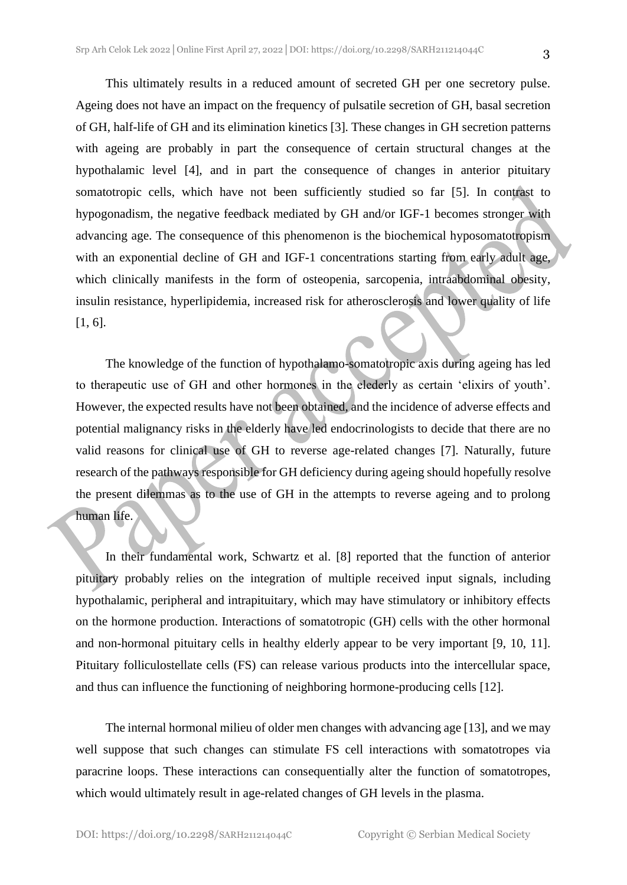This ultimately results in a reduced amount of secreted GH per one secretory pulse. Ageing does not have an impact on the frequency of pulsatile secretion of GH, basal secretion of GH, half-life of GH and its elimination kinetics [3]. These changes in GH secretion patterns with ageing are probably in part the consequence of certain structural changes at the hypothalamic level [4], and in part the consequence of changes in anterior pituitary somatotropic cells, which have not been sufficiently studied so far [5]. In contrast to hypogonadism, the negative feedback mediated by GH and/or IGF-1 becomes stronger with advancing age. The consequence of this phenomenon is the biochemical hyposomatotropism with an exponential decline of GH and IGF-1 concentrations starting from early adult age, which clinically manifests in the form of osteopenia, sarcopenia, intraabdominal obesity, insulin resistance, hyperlipidemia, increased risk for atherosclerosis and lower quality of life [1, 6].

The knowledge of the function of hypothalamo-somatotropic axis during ageing has led to therapeutic use of GH and other hormones in the elederly as certain 'elixirs of youth'. However, the expected results have not been obtained, and the incidence of adverse effects and potential malignancy risks in the elderly have led endocrinologists to decide that there are no valid reasons for clinical use of GH to reverse age-related changes [7]. Naturally, future research of the pathways responsible for GH deficiency during ageing should hopefully resolve the present dilemmas as to the use of GH in the attempts to reverse ageing and to prolong human life.

In their fundamental work, Schwartz et al. [8] reported that the function of anterior pituitary probably relies on the integration of multiple received input signals, including hypothalamic, peripheral and intrapituitary, which may have stimulatory or inhibitory effects on the hormone production. Interactions of somatotropic (GH) cells with the other hormonal and non-hormonal pituitary cells in healthy elderly appear to be very important [9, 10, 11]. Pituitary folliculostellate cells (FS) can release various products into the intercellular space, and thus can influence the functioning of neighboring hormone-producing cells [12].

The internal hormonal milieu of older men changes with advancing age [13], and we may well suppose that such changes can stimulate FS cell interactions with somatotropes via paracrine loops. These interactions can consequentially alter the function of somatotropes, which would ultimately result in age-related changes of GH levels in the plasma.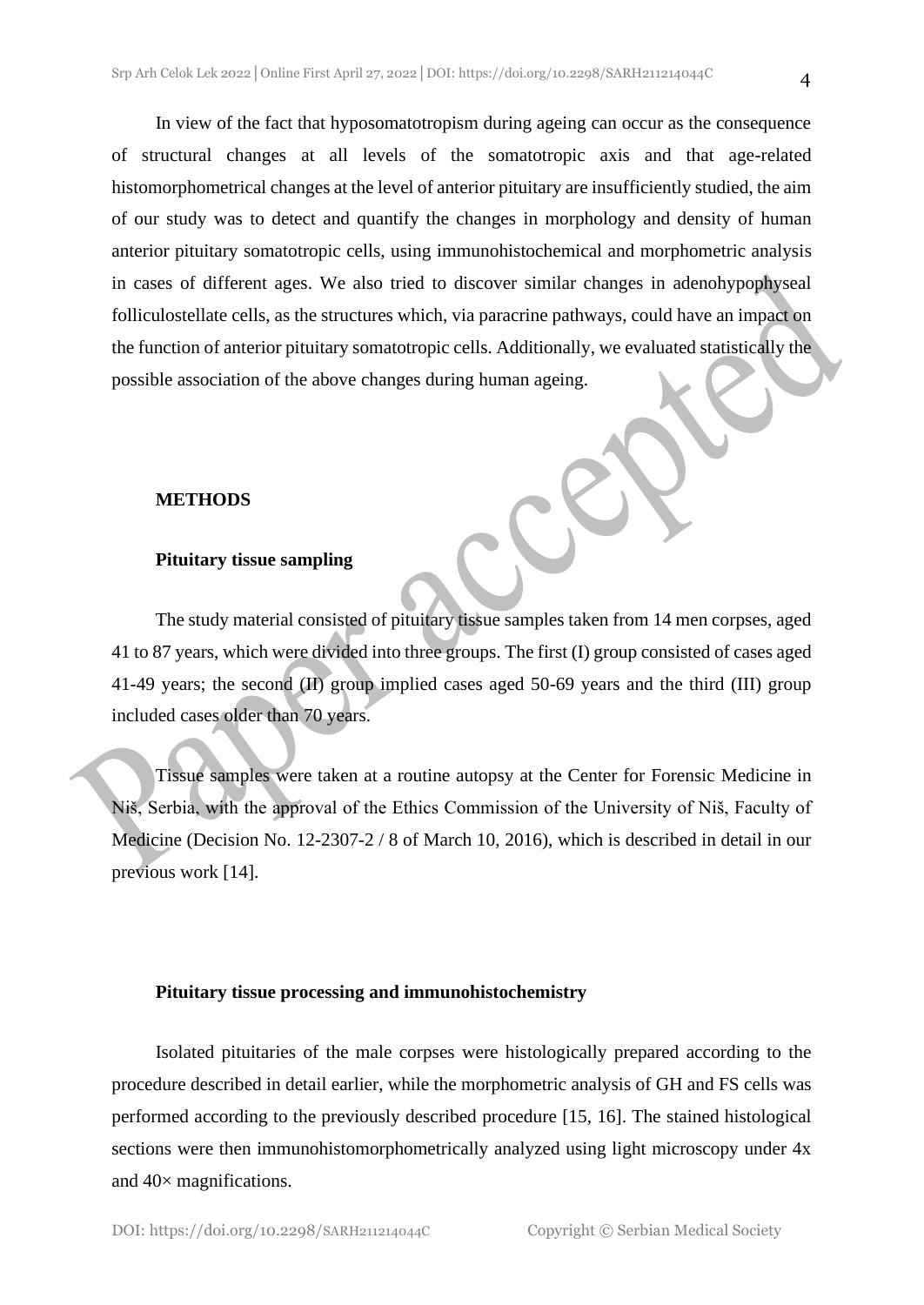In view of the fact that hyposomatotropism during ageing can occur as the consequence of structural changes at all levels of the somatotropic axis and that age-related histomorphometrical changes at the level of anterior pituitary are insufficiently studied, the aim of our study was to detect and quantify the changes in morphology and density of human anterior pituitary somatotropic cells, using immunohistochemical and morphometric analysis in cases of different ages. We also tried to discover similar changes in adenohypophyseal folliculostellate cells, as the structures which, via paracrine pathways, could have an impact on the function of anterior pituitary somatotropic cells. Additionally, we evaluated statistically the possible association of the above changes during human ageing.

## METHODS

### Pituitary tissue sampling

The study material consisted of pituitary tissue samples taken from 14 men corpses, aged 41 to 87 years, which were divided into three groups. The first (I) group consisted of cases aged 41-49 years; the second (II) group implied cases aged 50-69 years and the third (III) group included cases older than 70 years.

Tissue samples were taken at a routine autopsy at the Center for Forensic Medicine in Niš, Serbia, with the approval of the Ethics Commission of the University of Niš, Faculty of Medicine (Decision No. 12-2307-2 / 8 of March 10, 2016), which is described in detail in our previous work [14].

### Pituitary tissue processing and immunohistochemistry

Isolated pituitaries of the male corpses were histologically prepared according to the procedure described in detail earlier, while the morphometric analysis of GH and FS cells was performed according to the previously described procedure [15, 16]. The stained histological sections were then immunohistomorphometrically analyzed using light microscopy under 4x and 40× magnifications.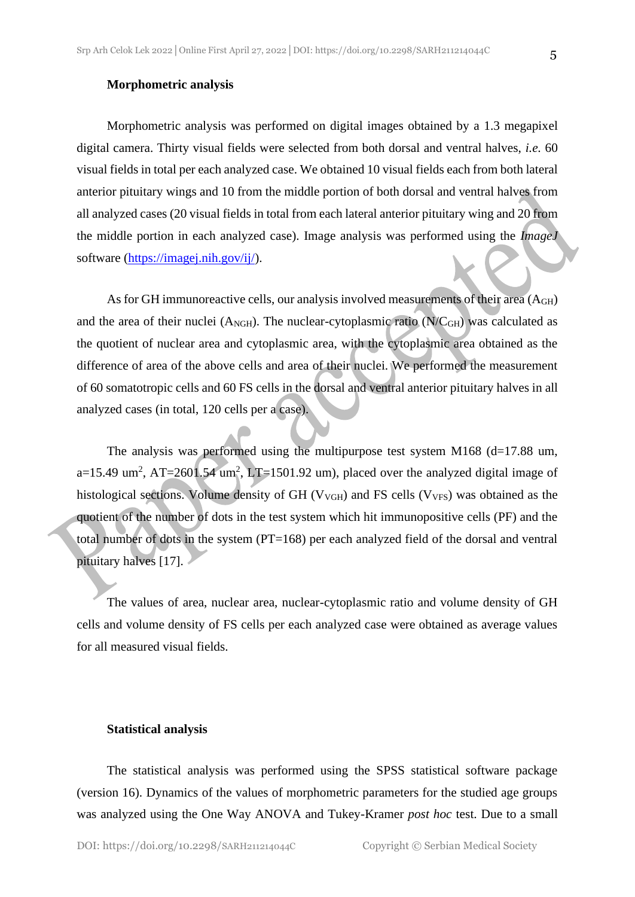### Morphometric analysis

Morphometric analysis was performed on digital images obtained by a 1.3 megapixel digital camera. Thirty visual fields were selected from both dorsal and ventral halves, *i.e.* 60 visual fields in total per each analyzed case. We obtained 10 visual fields each from both lateral anterior pituitary wings and 10 from the middle portion of both dorsal and ventral halves from all analyzed cases (20 visual fields in total from each lateral anterior pituitary wing and 20 from the middle portion in each analyzed case). Image analysis was performed using the *ImageJ* software (https://imagej.nih.gov/ij/).

As for GH immunoreactive cells, our analysis involved measurements of their area ($A_{GH}$) and the area of their nuclei ($A_{NGH}$). The nuclear-cytoplasmic ratio ($N/C_{GH}$) was calculated as the quotient of nuclear area and cytoplasmic area, with the cytoplasmic area obtained as the difference of area of the above cells and area of their nuclei. We performed the measurement of 60 somatotropic cells and 60 FS cells in the dorsal and ventral anterior pituitary halves in all analyzed cases (in total, 120 cells per a case).

The analysis was performed using the multipurpose test system M168 (d=17.88 um, a=15.49 um$^2$, AT=2601.54 um$^2$, LT=1501.92 um), placed over the analyzed digital image of histological sections. Volume density of GH ($V_{VGH}$) and FS cells ($V_{VFS}$) was obtained as the quotient of the number of dots in the test system which hit immunopositive cells (PF) and the total number of dots in the system (PT=168) per each analyzed field of the dorsal and ventral pituitary halves [17].

The values of area, nuclear area, nuclear-cytoplasmic ratio and volume density of GH cells and volume density of FS cells per each analyzed case were obtained as average values for all measured visual fields.

### Statistical analysis

The statistical analysis was performed using the SPSS statistical software package (version 16). Dynamics of the values of morphometric parameters for the studied age groups was analyzed using the One Way ANOVA and Tukey-Kramer *post hoc* test. Due to a small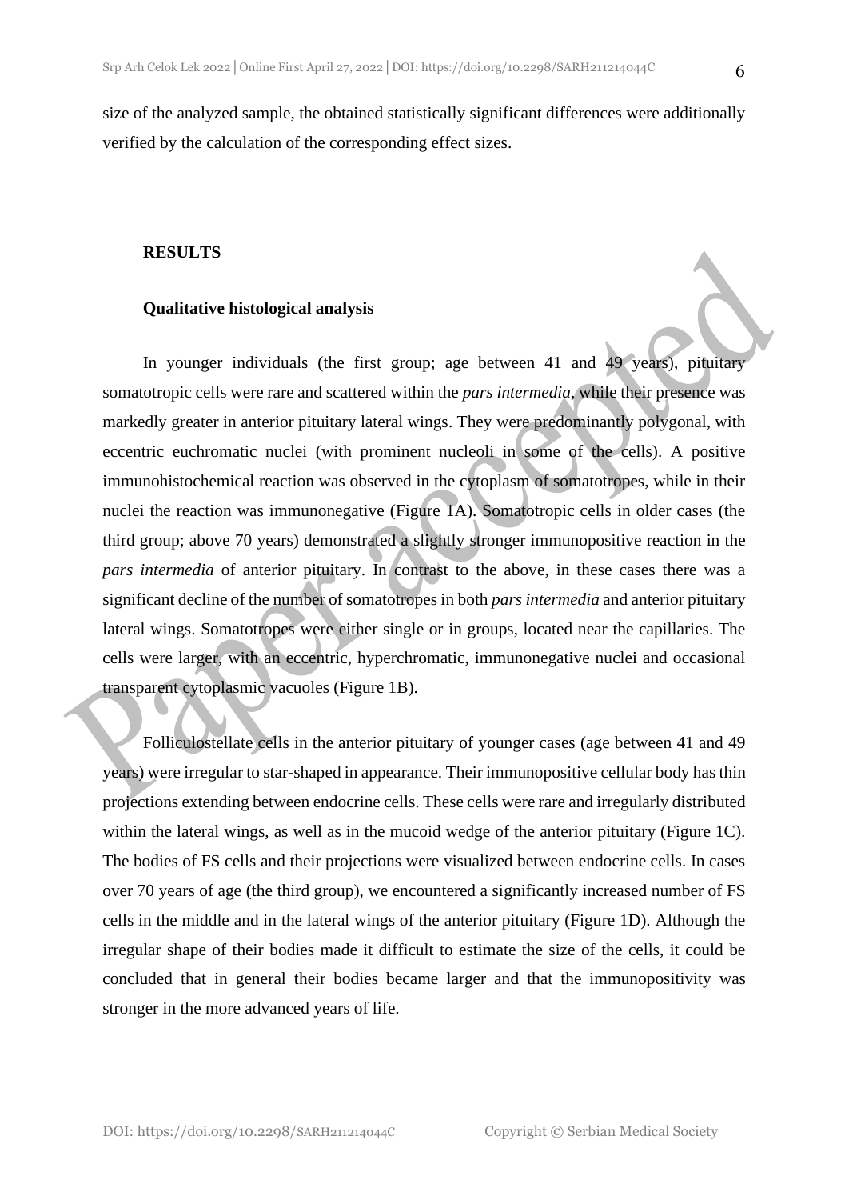size of the analyzed sample, the obtained statistically significant differences were additionally verified by the calculation of the corresponding effect sizes.

## RESULTS

### Qualitative histological analysis

In younger individuals (the first group; age between 41 and 49 years), pituitary somatotropic cells were rare and scattered within the *pars intermedia*, while their presence was markedly greater in anterior pituitary lateral wings. They were predominantly polygonal, with eccentric euchromatic nuclei (with prominent nucleoli in some of the cells). A positive immunohistochemical reaction was observed in the cytoplasm of somatotropes, while in their nuclei the reaction was immunonegative (Figure 1A). Somatotropic cells in older cases (the third group; above 70 years) demonstrated a slightly stronger immunopositive reaction in the *pars intermedia* of anterior pituitary. In contrast to the above, in these cases there was a significant decline of the number of somatotropes in both *pars intermedia* and anterior pituitary lateral wings. Somatotropes were either single or in groups, located near the capillaries. The cells were larger, with an eccentric, hyperchromatic, immunonegative nuclei and occasional transparent cytoplasmic vacuoles (Figure 1B).

Folliculostellate cells in the anterior pituitary of younger cases (age between 41 and 49 years) were irregular to star-shaped in appearance. Their immunopositive cellular body has thin projections extending between endocrine cells. These cells were rare and irregularly distributed within the lateral wings, as well as in the mucoid wedge of the anterior pituitary (Figure 1C). The bodies of FS cells and their projections were visualized between endocrine cells. In cases over 70 years of age (the third group), we encountered a significantly increased number of FS cells in the middle and in the lateral wings of the anterior pituitary (Figure 1D). Although the irregular shape of their bodies made it difficult to estimate the size of the cells, it could be concluded that in general their bodies became larger and that the immunopositivity was stronger in the more advanced years of life.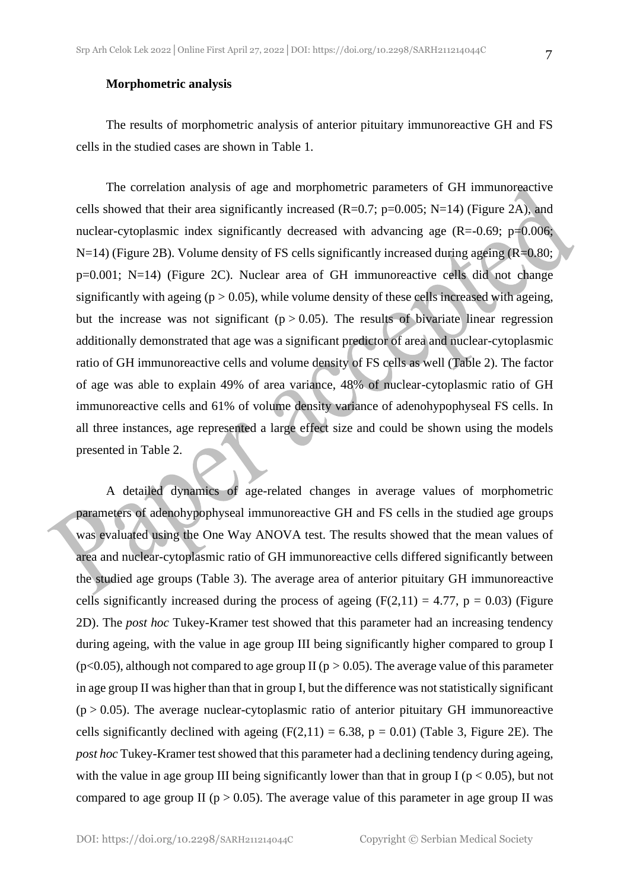**Morphometric analysis**

The results of morphometric analysis of anterior pituitary immunoreactive GH and FS cells in the studied cases are shown in Table 1.

The correlation analysis of age and morphometric parameters of GH immunoreactive cells showed that their area significantly increased ($R=0.7$; $p=0.005$; $N=14$) (Figure 2A), and nuclear-cytoplasmic index significantly decreased with advancing age ($R=-0.69$; $p=0.006$; $N=14$) (Figure 2B). Volume density of FS cells significantly increased during ageing ($R=0.80$; $p=0.001$; $N=14$) (Figure 2C). Nuclear area of GH immunoreactive cells did not change significantly with ageing ($p > 0.05$), while volume density of these cells increased with ageing, but the increase was not significant ($p > 0.05$). The results of bivariate linear regression additionally demonstrated that age was a significant predictor of area and nuclear-cytoplasmic ratio of GH immunoreactive cells and volume density of FS cells as well (Table 2). The factor of age was able to explain 49% of area variance, 48% of nuclear-cytoplasmic ratio of GH immunoreactive cells and 61% of volume density variance of adenohypophyseal FS cells. In all three instances, age represented a large effect size and could be shown using the models presented in Table 2.

A detailed dynamics of age-related changes in average values of morphometric parameters of adenohypophyseal immunoreactive GH and FS cells in the studied age groups was evaluated using the One Way ANOVA test. The results showed that the mean values of area and nuclear-cytoplasmic ratio of GH immunoreactive cells differed significantly between the studied age groups (Table 3). The average area of anterior pituitary GH immunoreactive cells significantly increased during the process of ageing ($F(2,11) = 4.77$, $p = 0.03$) (Figure 2D). The *post hoc* Tukey-Kramer test showed that this parameter had an increasing tendency during ageing, with the value in age group III being significantly higher compared to group I ($p<0.05$), although not compared to age group II ($p > 0.05$). The average value of this parameter in age group II was higher than that in group I, but the difference was not statistically significant ($p > 0.05$). The average nuclear-cytoplasmic ratio of anterior pituitary GH immunoreactive cells significantly declined with ageing ($F(2,11) = 6.38$, $p = 0.01$) (Table 3, Figure 2E). The *post hoc* Tukey-Kramer test showed that this parameter had a declining tendency during ageing, with the value in age group III being significantly lower than that in group I ($p < 0.05$), but not compared to age group II ($p > 0.05$). The average value of this parameter in age group II was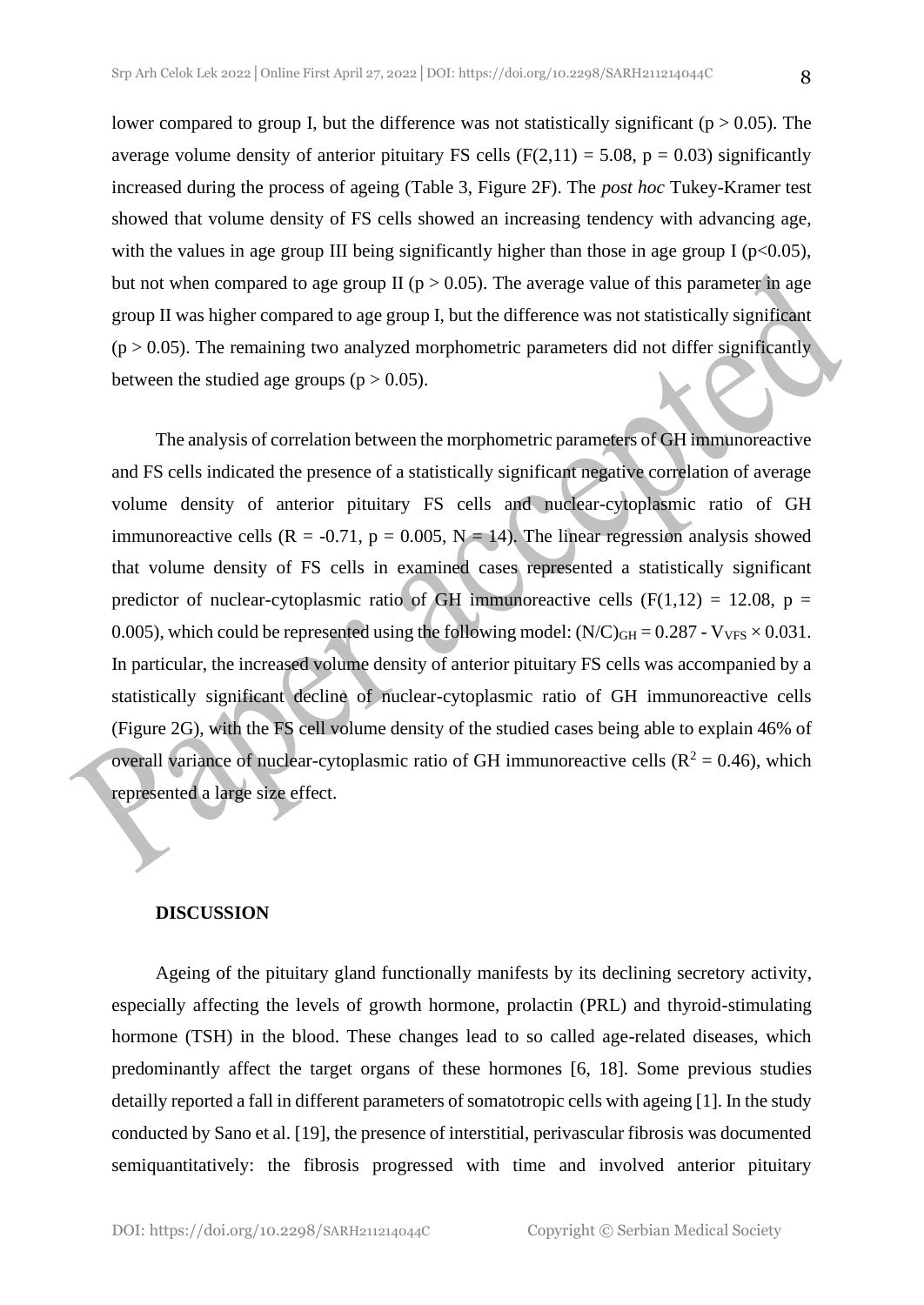lower compared to group I, but the difference was not statistically significant ($p > 0.05$). The average volume density of anterior pituitary FS cells ($F(2,11) = 5.08$, $p = 0.03$) significantly increased during the process of ageing (Table 3, Figure 2F). The *post hoc* Tukey-Kramer test showed that volume density of FS cells showed an increasing tendency with advancing age, with the values in age group III being significantly higher than those in age group I ($p<0.05$), but not when compared to age group II ($p > 0.05$). The average value of this parameter in age group II was higher compared to age group I, but the difference was not statistically significant ($p > 0.05$). The remaining two analyzed morphometric parameters did not differ significantly between the studied age groups ($p > 0.05$).

The analysis of correlation between the morphometric parameters of GH immunoreactive and FS cells indicated the presence of a statistically significant negative correlation of average volume density of anterior pituitary FS cells and nuclear-cytoplasmic ratio of GH immunoreactive cells ($R = -0.71$, $p = 0.005$, $N = 14$). The linear regression analysis showed that volume density of FS cells in examined cases represented a statistically significant predictor of nuclear-cytoplasmic ratio of GH immunoreactive cells ($F(1,12) = 12.08$, $p = 0.005$), which could be represented using the following model: $(N/C)_{GH} = 0.287 - V_{VFS} \times 0.031$. In particular, the increased volume density of anterior pituitary FS cells was accompanied by a statistically significant decline of nuclear-cytoplasmic ratio of GH immunoreactive cells (Figure 2G), with the FS cell volume density of the studied cases being able to explain 46% of overall variance of nuclear-cytoplasmic ratio of GH immunoreactive cells ($R^2 = 0.46$), which represented a large size effect.

## DISCUSSION

Ageing of the pituitary gland functionally manifests by its declining secretory activity, especially affecting the levels of growth hormone, prolactin (PRL) and thyroid-stimulating hormone (TSH) in the blood. These changes lead to so called age-related diseases, which predominantly affect the target organs of these hormones [6, 18]. Some previous studies detailly reported a fall in different parameters of somatotropic cells with ageing [1]. In the study conducted by Sano et al. [19], the presence of interstitial, perivascular fibrosis was documented semiquantitatively: the fibrosis progressed with time and involved anterior pituitary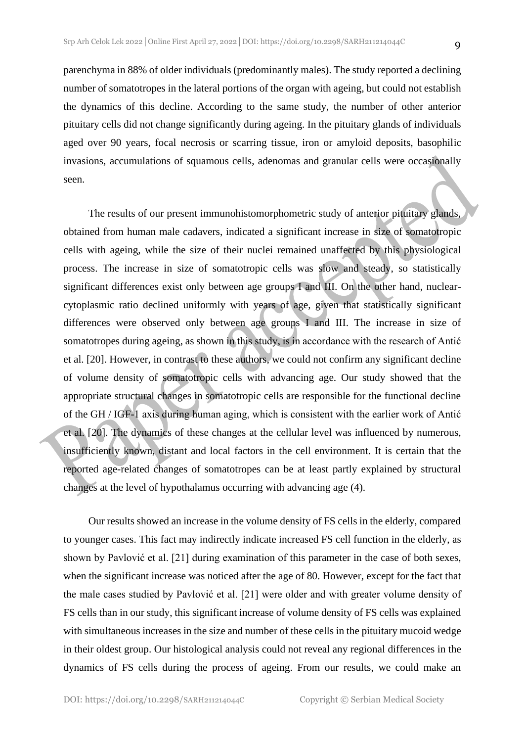parenchyma in 88% of older individuals (predominantly males). The study reported a declining number of somatotropes in the lateral portions of the organ with ageing, but could not establish the dynamics of this decline. According to the same study, the number of other anterior pituitary cells did not change significantly during ageing. In the pituitary glands of individuals aged over 90 years, focal necrosis or scarring tissue, iron or amyloid deposits, basophilic invasions, accumulations of squamous cells, adenomas and granular cells were occasionally seen.

The results of our present immunohistomorphometric study of anterior pituitary glands, obtained from human male cadavers, indicated a significant increase in size of somatotropic cells with ageing, while the size of their nuclei remained unaffected by this physiological process. The increase in size of somatotropic cells was slow and steady, so statistically significant differences exist only between age groups I and III. On the other hand, nuclear-cytoplasmic ratio declined uniformly with years of age, given that statistically significant differences were observed only between age groups I and III. The increase in size of somatotropes during ageing, as shown in this study, is in accordance with the research of Antić et al. [20]. However, in contrast to these authors, we could not confirm any significant decline of volume density of somatotropic cells with advancing age. Our study showed that the appropriate structural changes in somatotropic cells are responsible for the functional decline of the GH / IGF-1 axis during human aging, which is consistent with the earlier work of Antić et al. [20]. The dynamics of these changes at the cellular level was influenced by numerous, insufficiently known, distant and local factors in the cell environment. It is certain that the reported age-related changes of somatotropes can be at least partly explained by structural changes at the level of hypothalamus occurring with advancing age (4).

Our results showed an increase in the volume density of FS cells in the elderly, compared to younger cases. This fact may indirectly indicate increased FS cell function in the elderly, as shown by Pavlović et al. [21] during examination of this parameter in the case of both sexes, when the significant increase was noticed after the age of 80. However, except for the fact that the male cases studied by Pavlović et al. [21] were older and with greater volume density of FS cells than in our study, this significant increase of volume density of FS cells was explained with simultaneous increases in the size and number of these cells in the pituitary mucoid wedge in their oldest group. Our histological analysis could not reveal any regional differences in the dynamics of FS cells during the process of ageing. From our results, we could make an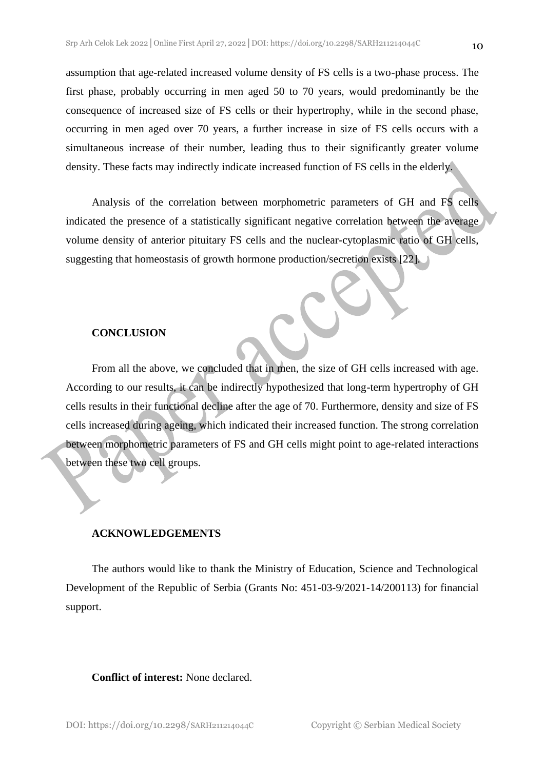assumption that age-related increased volume density of FS cells is a two-phase process. The first phase, probably occurring in men aged 50 to 70 years, would predominantly be the consequence of increased size of FS cells or their hypertrophy, while in the second phase, occurring in men aged over 70 years, a further increase in size of FS cells occurs with a simultaneous increase of their number, leading thus to their significantly greater volume density. These facts may indirectly indicate increased function of FS cells in the elderly.

Analysis of the correlation between morphometric parameters of GH and FS cells indicated the presence of a statistically significant negative correlation between the average volume density of anterior pituitary FS cells and the nuclear-cytoplasmic ratio of GH cells, suggesting that homeostasis of growth hormone production/secretion exists [22].

## CONCLUSION

From all the above, we concluded that in men, the size of GH cells increased with age. According to our results, it can be indirectly hypothesized that long-term hypertrophy of GH cells results in their functional decline after the age of 70. Furthermore, density and size of FS cells increased during ageing, which indicated their increased function. The strong correlation between morphometric parameters of FS and GH cells might point to age-related interactions between these two cell groups.

## ACKNOWLEDGEMENTS

The authors would like to thank the Ministry of Education, Science and Technological Development of the Republic of Serbia (Grants No: 451-03-9/2021-14/200113) for financial support.

**Conflict of interest:** None declared.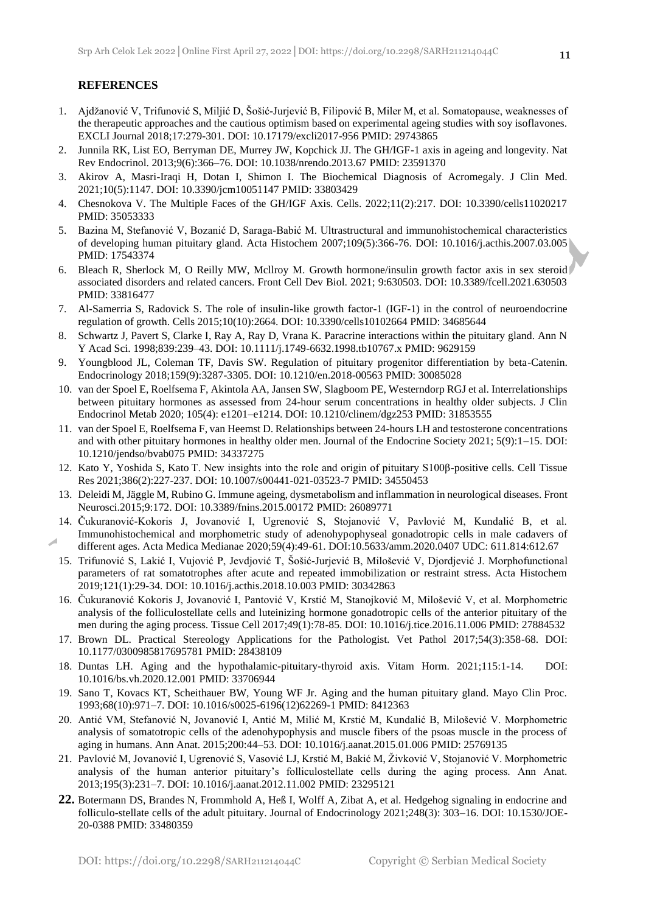## REFERENCES

1. Ajdžanović V, Trifunović S, Miljić D, Šošić-Jurjević B, Filipović B, Miler M, et al. Somatopause, weaknesses of the therapeutic approaches and the cautious optimism based on experimental ageing studies with soy isoflavones. EXCLI Journal 2018;17:279-301. DOI: 10.17179/excli2017-956 PMID: 29743865
2. Junnila RK, List EO, Berryman DE, Murrey JW, Kopchick JJ. The GH/IGF-1 axis in ageing and longevity. Nat Rev Endocrinol. 2013;9(6):366–76. DOI: 10.1038/nrendo.2013.67 PMID: 23591370
3. Akirov A, Masri-Iraqi H, Dotan I, Shimon I. The Biochemical Diagnosis of Acromegaly. J Clin Med. 2021;10(5):1147. DOI: 10.3390/jcm10051147 PMID: 33803429
4. Chesnokova V. The Multiple Faces of the GH/IGF Axis. Cells. 2022;11(2):217. DOI: 10.3390/cells11020217 PMID: 35053333
5. Bazina M, Stefanović V, Bozanić D, Saraga-Babić M. Ultrastructural and immunohistochemical characteristics of developing human pituitary gland. Acta Histochem 2007;109(5):366-76. DOI: 10.1016/j.acthis.2007.03.005 PMID: 17543374
6. Bleach R, Sherlock M, O Reilly MW, Mcllroy M. Growth hormone/insulin growth factor axis in sex steroid associated disorders and related cancers. Front Cell Dev Biol. 2021; 9:630503. DOI: 10.3389/fcell.2021.630503 PMID: 33816477
7. Al-Samerria S, Radovick S. The role of insulin-like growth factor-1 (IGF-1) in the control of neuroendocrine regulation of growth. Cells 2015;10(10):2664. DOI: 10.3390/cells10102664 PMID: 34685644
8. Schwartz J, Pavert S, Clarke I, Ray A, Ray D, Vrana K. Paracrine interactions within the pituitary gland. Ann N Y Acad Sci. 1998;839:239–43. DOI: 10.1111/j.1749-6632.1998.tb10767.x PMID: 9629159
9. Youngblood JL, Coleman TF, Davis SW. Regulation of pituitary progenitor differentiation by beta-Catenin. Endocrinology 2018;159(9):3287-3305. DOI: 10.1210/en.2018-00563 PMID: 30085028
10. van der Spoel E, Roelfsema F, Akintola AA, Jansen SW, Slagboom PE, Westerndorp RGJ et al. Interrelationships between pituitary hormones as assessed from 24-hour serum concentrations in healthy older subjects. J Clin Endocrinol Metab 2020; 105(4): e1201–e1214. DOI: 10.1210/clinem/dgz253 PMID: 31853555
11. van der Spoel E, Roelfsema F, van Heemst D. Relationships between 24-hours LH and testosterone concentrations and with other pituitary hormones in healthy older men. Journal of the Endocrine Society 2021; 5(9):1–15. DOI: 10.1210/jendso/bvab075 PMID: 34337275
12. Kato Y, Yoshida S, Kato T. New insights into the role and origin of pituitary S100β-positive cells. Cell Tissue Res 2021;386(2):227-237. DOI: 10.1007/s00441-021-03523-7 PMID: 34550453
13. Deleidi M, Jäggle M, Rubino G. Immune ageing, dysmetabolism and inflammation in neurological diseases. Front Neurosci.2015;9:172. DOI: 10.3389/fnins.2015.00172 PMID: 26089771
14. Čukuranović-Kokoris J, Jovanović I, Ugrenović S, Stojanović V, Pavlović M, Kundalić B, et al. Immunohistochemical and morphometric study of adenohypophyseal gonadotropic cells in male cadavers of different ages. Acta Medica Medianae 2020;59(4):49-61. DOI:10.5633/amm.2020.0407 UDC: 611.814:612.67
15. Trifunović S, Lakić I, Vujović P, Jevdjović T, Šošić-Jurjević B, Milošević V, Djordjević J. Morphofunctional parameters of rat somatotrophes after acute and repeated immobilization or restraint stress. Acta Histochem 2019;121(1):29-34. DOI: 10.1016/j.acthis.2018.10.003 PMID: 30342863
16. Čukuranović Kokoris J, Jovanović I, Pantović V, Krstić M, Stanojković M, Milošević V, et al. Morphometric analysis of the folliculostellate cells and luteinizing hormone gonadotropic cells of the anterior pituitary of the men during the aging process. Tissue Cell 2017;49(1):78-85. DOI: 10.1016/j.tice.2016.11.006 PMID: 27884532
17. Brown DL. Practical Stereology Applications for the Pathologist. Vet Pathol 2017;54(3):358-68. DOI: 10.1177/0300985817695781 PMID: 28438109
18. Duntas LH. Aging and the hypothalamic-pituitary-thyroid axis. Vitam Horm. 2021;115:1-14. DOI: 10.1016/bs.vh.2020.12.001 PMID: 33706944
19. Sano T, Kovacs KT, Scheithauer BW, Young WF Jr. Aging and the human pituitary gland. Mayo Clin Proc. 1993;68(10):971–7. DOI: 10.1016/s0025-6196(12)62269-1 PMID: 8412363
20. Antić VM, Stefanović N, Jovanović I, Antić M, Milić M, Krstić M, Kundalić B, Milošević V. Morphometric analysis of somatotropic cells of the adenohypophysis and muscle fibers of the psoas muscle in the process of aging in humans. Ann Anat. 2015;200:44–53. DOI: 10.1016/j.aanat.2015.01.006 PMID: 25769135
21. Pavlović M, Jovanović I, Ugrenović S, Vasović LJ, Krstić M, Bakić M, Živković V, Stojanović V. Morphometric analysis of the human anterior pituitary's folliculostellate cells during the aging process. Ann Anat. 2013;195(3):231–7. DOI: 10.1016/j.aanat.2012.11.002 PMID: 23295121
22. Botermann DS, Brandes N, Frommhold A, Heß I, Wolff A, Zibat A, et al. Hedgehog signaling in endocrine and folliculo-stellate cells of the adult pituitary. Journal of Endocrinology 2021;248(3): 303–16. DOI: 10.1530/JOE-20-0388 PMID: 33480359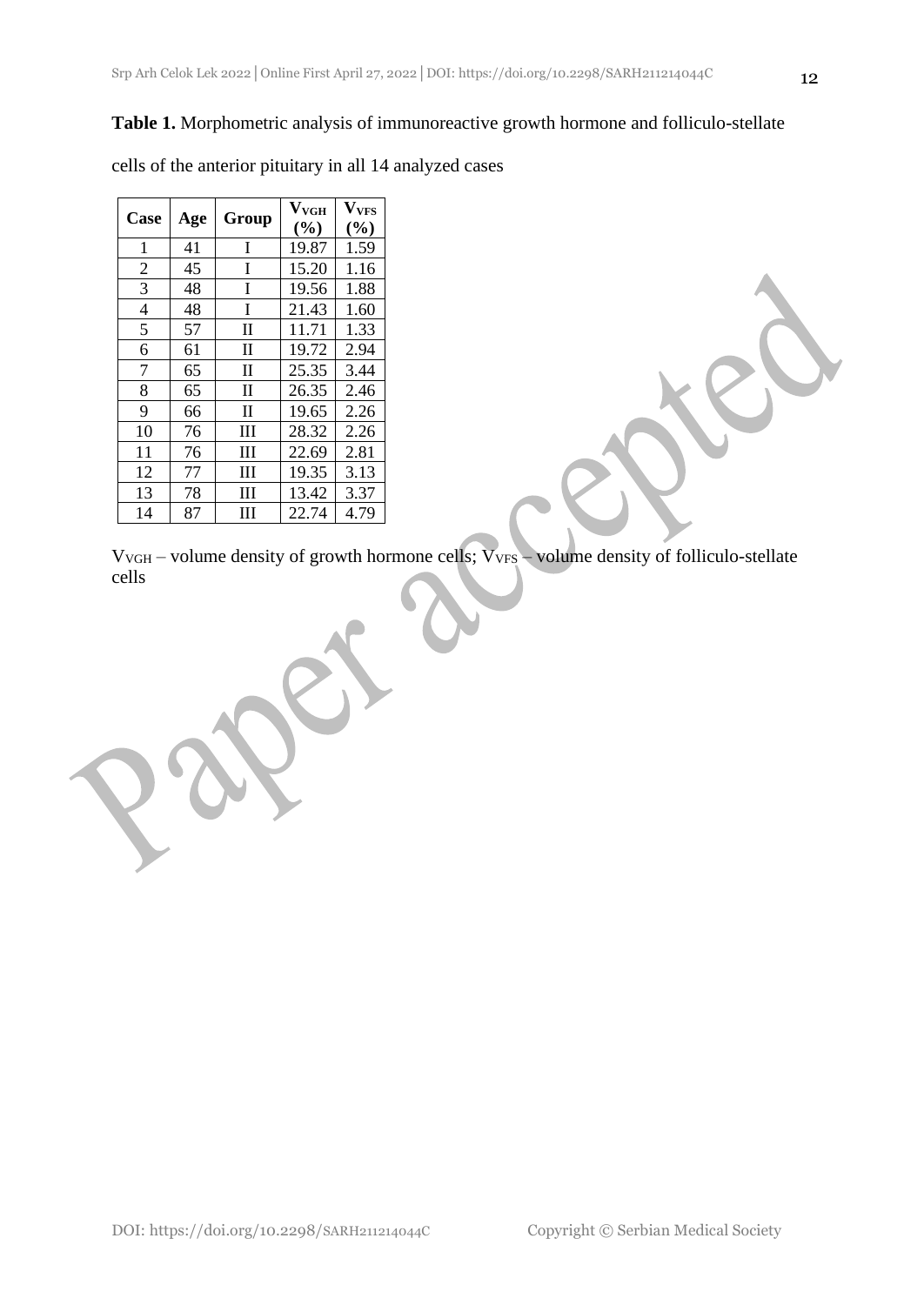**Table 1.** Morphometric analysis of immunoreactive growth hormone and folliculo-stellate cells of the anterior pituitary in all 14 analyzed cases

| Case | Age | Group | $V_{VGH}$ (%) | $V_{VFS}$ (%) |
|---|---|---|---|---|
| 1 | 41 | I | 19.87 | 1.59 |
| 2 | 45 | I | 15.20 | 1.16 |
| 3 | 48 | I | 19.56 | 1.88 |
| 4 | 48 | I | 21.43 | 1.60 |
| 5 | 57 | II | 11.71 | 1.33 |
| 6 | 61 | II | 19.72 | 2.94 |
| 7 | 65 | II | 25.35 | 3.44 |
| 8 | 65 | II | 26.35 | 2.46 |
| 9 | 66 | II | 19.65 | 2.26 |
| 10 | 76 | III | 28.32 | 2.26 |
| 11 | 76 | III | 22.69 | 2.81 |
| 12 | 77 | III | 19.35 | 3.13 |
| 13 | 78 | III | 13.42 | 3.37 |
| 14 | 87 | III | 22.74 | 4.79 |

$V_{VGH}$ – volume density of growth hormone cells; $V_{VFS}$ – volume density of folliculo-stellate cells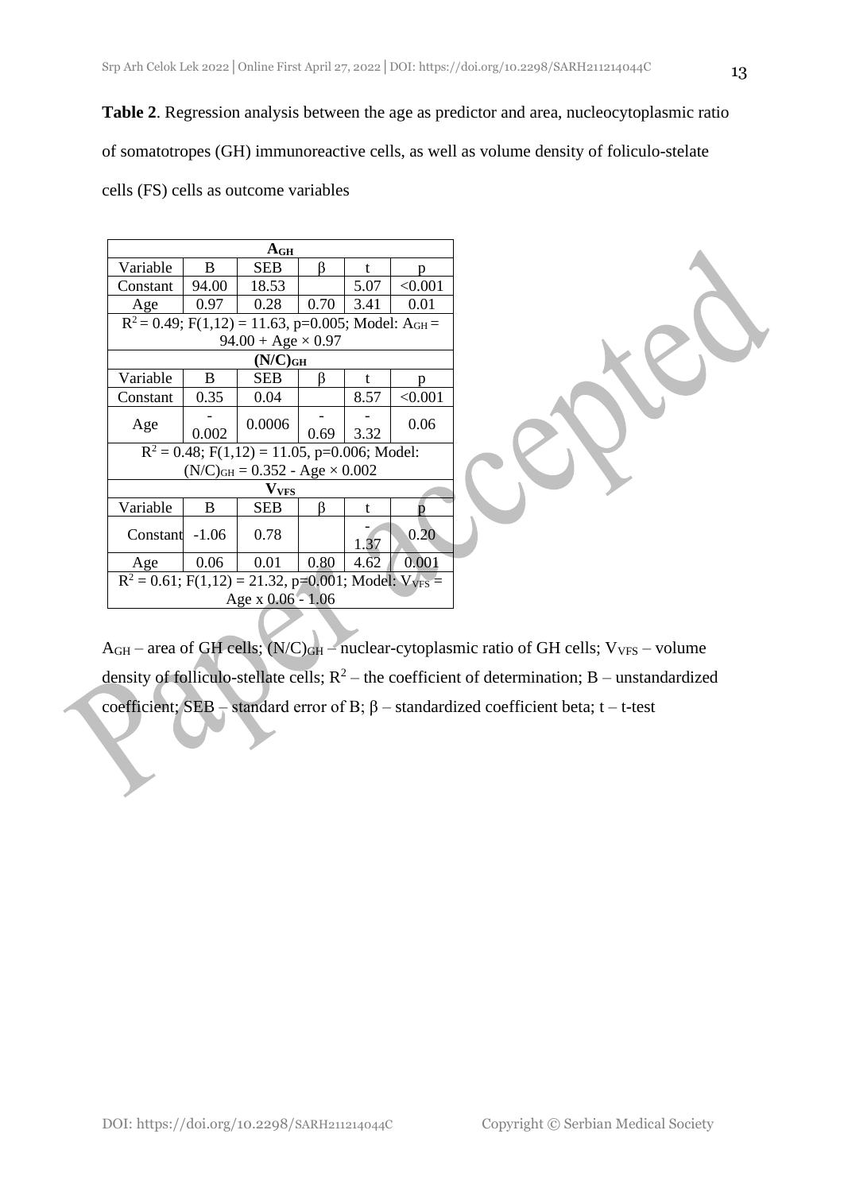**Table 2**. Regression analysis between the age as predictor and area, nucleocytoplasmic ratio of somatotropes (GH) immunoreactive cells, as well as volume density of foliculo-stelate cells (FS) cells as outcome variables

| $A_{GH}$ | | | | | |
|---|---|---|---|---|---|
| Variable | B | SEB | β | t | p |
| Constant | 94.00 | 18.53 | | 5.07 | <0.001 |
| Age | 0.97 | 0.28 | 0.70 | 3.41 | 0.01 |
| $R^2 = 0.49$; $F(1,12) = 11.63$, p=0.005; Model: $A_{GH} = 94.00 + Age \times 0.97$ | | | | | |
| $(N/C)_{GH}$ | | | | | |
| Variable | B | SEB | β | t | p |
| Constant | 0.35 | 0.04 | | 8.57 | <0.001 |
| Age | -0.002 | 0.0006 | -0.69 | -3.32 | 0.06 |
| $R^2 = 0.48$; $F(1,12) = 11.05$, p=0.006; Model: $(N/C)_{GH} = 0.352 - Age \times 0.002$ | | | | | |
| $V_{VFS}$ | | | | | |
| Variable | B | SEB | β | t | p |
| Constant | -1.06 | 0.78 | | -1.37 | 0.20 |
| Age | 0.06 | 0.01 | 0.80 | 4.62 | 0.001 |
| $R^2 = 0.61$; $F(1,12) = 21.32$, p=0.001; Model: $V_{VFS} = Age \times 0.06 - 1.06$ | | | | | |

$A_{GH}$ – area of GH cells; $(N/C)_{GH}$ – nuclear-cytoplasmic ratio of GH cells; $V_{VFS}$ – volume density of folliculo-stellate cells; $R^2$ – the coefficient of determination; B – unstandardized coefficient; SEB – standard error of B; β – standardized coefficient beta; t – t-test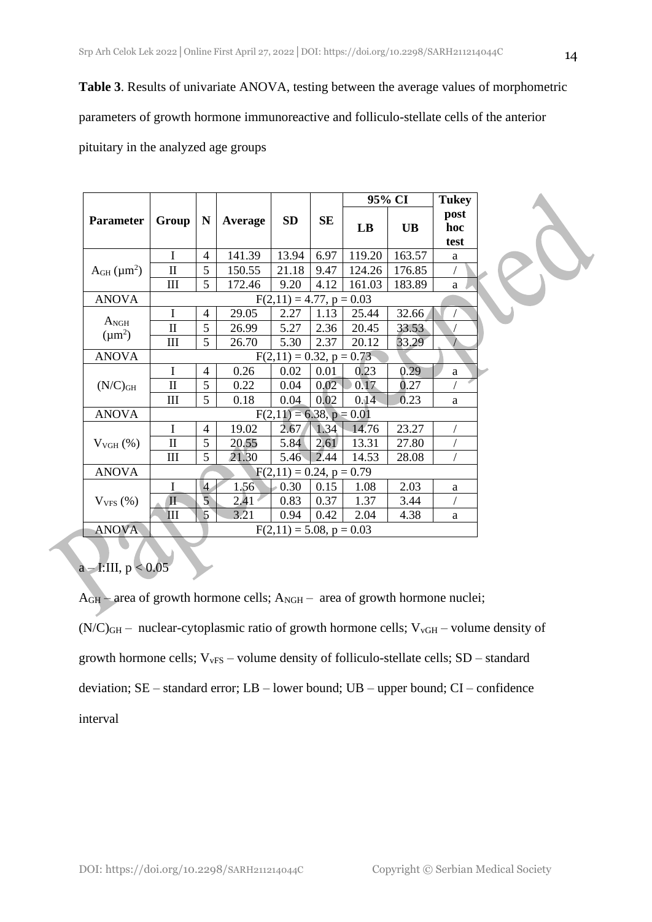**Table 3**. Results of univariate ANOVA, testing between the average values of morphometric parameters of growth hormone immunoreactive and folliculo-stellate cells of the anterior pituitary in the analyzed age groups

| Parameter | Group | N | Average | SD | SE | 95% CI | | Tukey post hoc test |
|---|---|---|---|---|---|---|---|---|
| | | | | | | LB | UB | |
| $A_{GH}$ (μm²) | I | 4 | 141.39 | 13.94 | 6.97 | 119.20 | 163.57 | a |
| | II | 5 | 150.55 | 21.18 | 9.47 | 124.26 | 176.85 | / |
| | III | 5 | 172.46 | 9.20 | 4.12 | 161.03 | 183.89 | a |
| ANOVA | $F(2,11) = 4.77$, $p = 0.03$ | | | | | | | |
| $A_{NGH}$ (μm²) | I | 4 | 29.05 | 2.27 | 1.13 | 25.44 | 32.66 | / |
| | II | 5 | 26.99 | 5.27 | 2.36 | 20.45 | 33.53 | / |
| | III | 5 | 26.70 | 5.30 | 2.37 | 20.12 | 33.29 | / |
| ANOVA | $F(2,11) = 0.32$, $p = 0.73$ | | | | | | | |
| $(N/C)_{GH}$ | I | 4 | 0.26 | 0.02 | 0.01 | 0.23 | 0.29 | a |
| | II | 5 | 0.22 | 0.04 | 0.02 | 0.17 | 0.27 | / |
| | III | 5 | 0.18 | 0.04 | 0.02 | 0.14 | 0.23 | a |
| ANOVA | $F(2,11) = 6.38$, $p = 0.01$ | | | | | | | |
| $V_{VGH}$ (%) | I | 4 | 19.02 | 2.67 | 1.34 | 14.76 | 23.27 | / |
| | II | 5 | 20.55 | 5.84 | 2.61 | 13.31 | 27.80 | / |
| | III | 5 | 21.30 | 5.46 | 2.44 | 14.53 | 28.08 | / |
| ANOVA | $F(2,11) = 0.24$, $p = 0.79$ | | | | | | | |
| $V_{VFS}$ (%) | I | 4 | 1.56 | 0.30 | 0.15 | 1.08 | 2.03 | a |
| | II | 5 | 2.41 | 0.83 | 0.37 | 1.37 | 3.44 | / |
| | III | 5 | 3.21 | 0.94 | 0.42 | 2.04 | 4.38 | a |
| ANOVA | $F(2,11) = 5.08$, $p = 0.03$ | | | | | | | |

a – I:III, $p < 0.05$

$A_{GH}$ – area of growth hormone cells; $A_{NGH}$ – area of growth hormone nuclei; $(N/C)_{GH}$ – nuclear-cytoplasmic ratio of growth hormone cells; $V_{vGH}$ – volume density of growth hormone cells; $V_{vFS}$ – volume density of folliculo-stellate cells; SD – standard deviation; SE – standard error; LB – lower bound; UB – upper bound; CI – confidence interval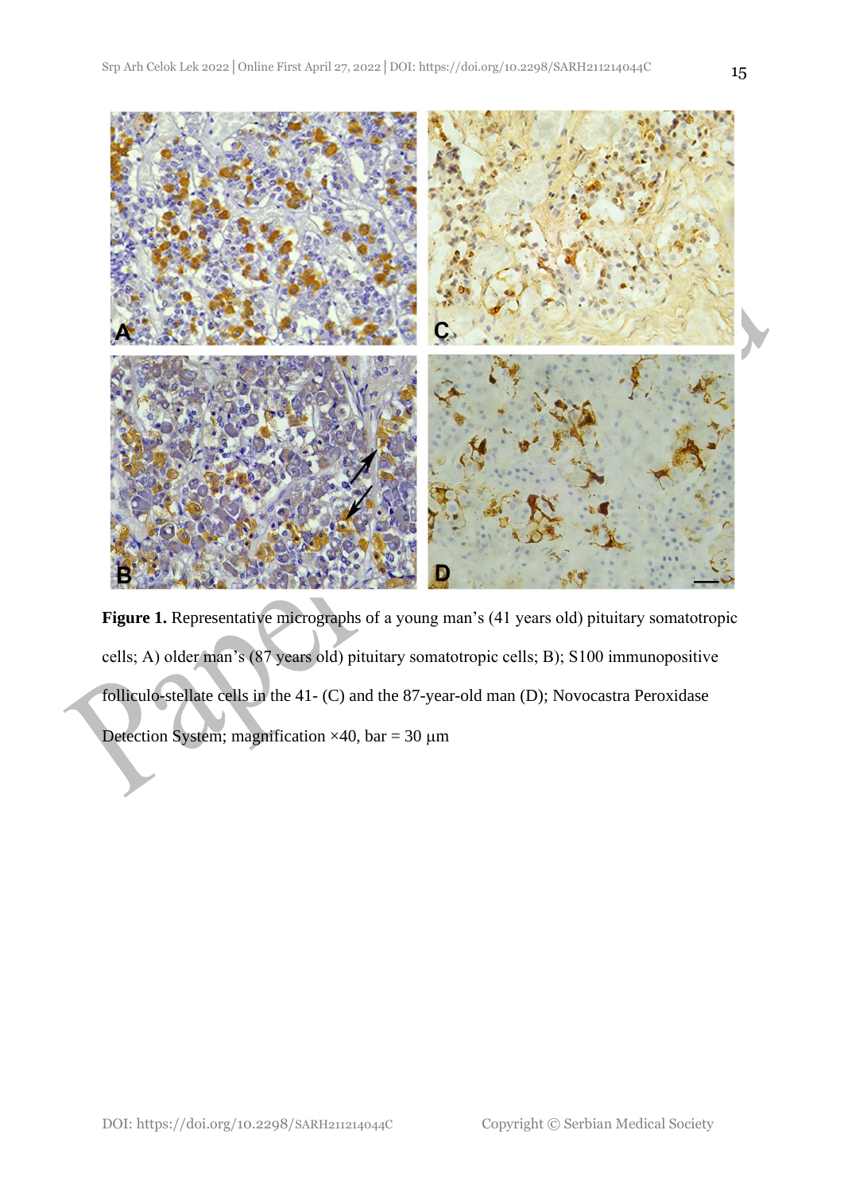**Figure 1.** Representative micrographs of a young man's (41 years old) pituitary somatotropic cells; A) older man's (87 years old) pituitary somatotropic cells; B); S100 immunopositive folliculo-stellate cells in the 41- (C) and the 87-year-old man (D); Novocastra Peroxidase Detection System; magnification ×40, bar = 30 μm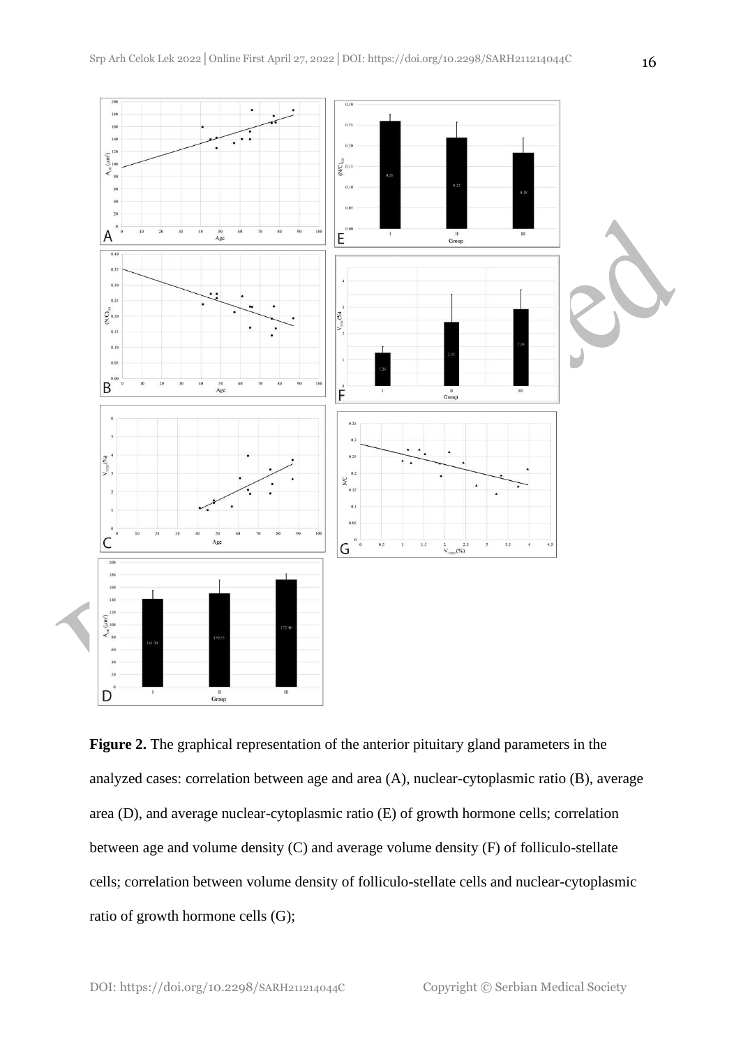**Figure 2.** The graphical representation of the anterior pituitary gland parameters in the analyzed cases: correlation between age and area (A), nuclear-cytoplasmic ratio (B), average area (D), and average nuclear-cytoplasmic ratio (E) of growth hormone cells; correlation between age and volume density (C) and average volume density (F) of folliculo-stellate cells; correlation between volume density of folliculo-stellate cells and nuclear-cytoplasmic ratio of growth hormone cells (G);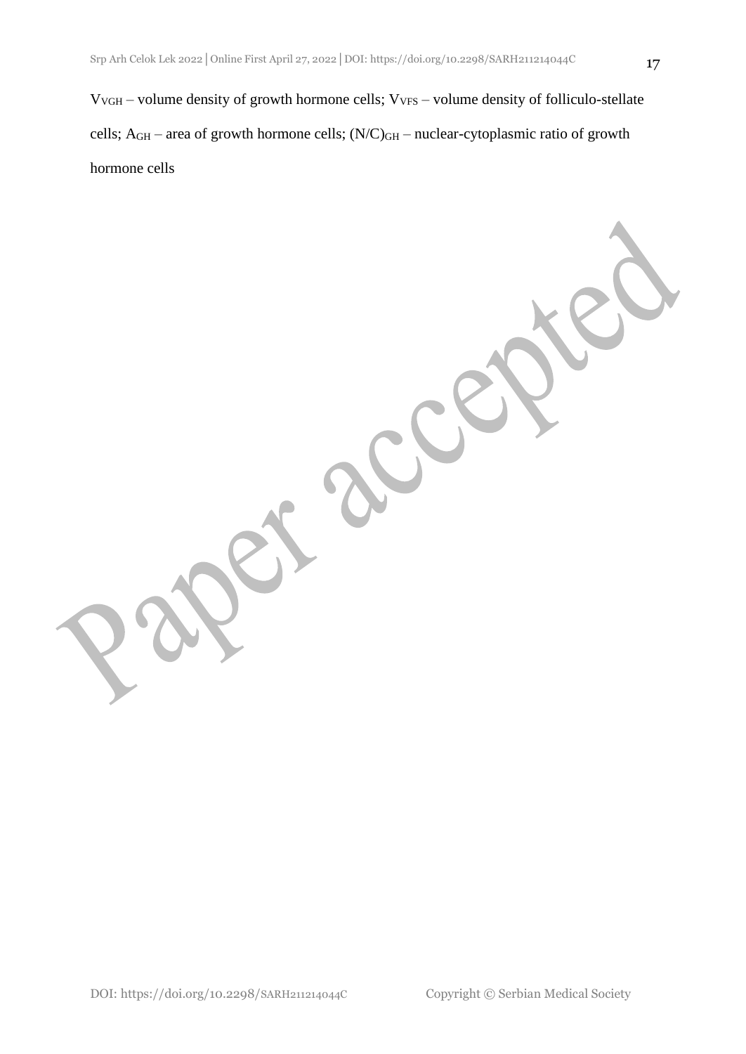$V_{VGH}$ – volume density of growth hormone cells; $V_{VFS}$ – volume density of folliculo-stellate cells; $A_{GH}$ – area of growth hormone cells; $(N/C)_{GH}$ – nuclear-cytoplasmic ratio of growth hormone cells